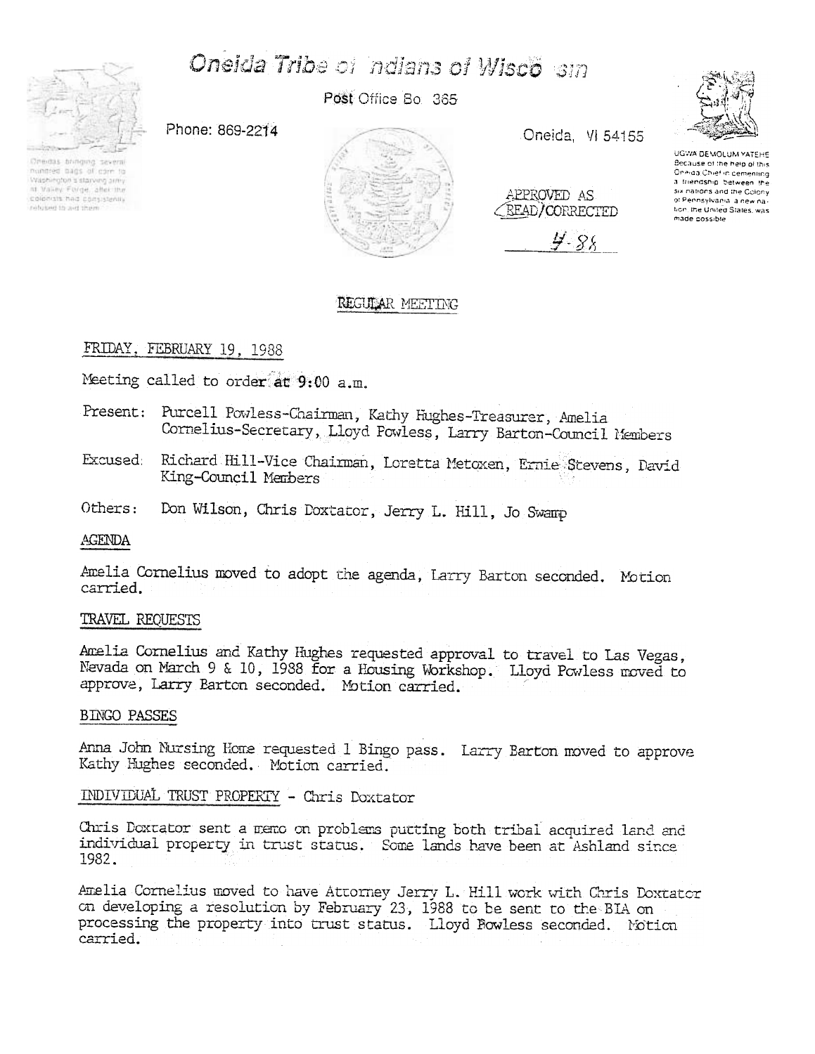# Oneida Tribe of Indians of Wisconsin

Post Office Box 365

Phone: 869-2214

Oneida, WI 54155

Oneidas bringing several hundred bags of corn to Washington's starving army at Valley Forge, after the colonists had consistently refused to aid them.

UGWA DEMOLUM YATEHE
Because of the help of this Oneida Chief in cementing a friendship between the six nations and the Colony of Pennsylvania, a new nation, the United States, was made possible.

APPROVED AS
READ/CORRECTED
4-88

## REGULAR MEETING

FRIDAY, FEBRUARY 19, 1988

Meeting called to order at 9:00 a.m.

Present: Purcell Powless-Chairman, Kathy Hughes-Treasurer, Amelia Cornelius-Secretary, Lloyd Powless, Larry Barton-Council Members

Excused: Richard Hill-Vice Chairman, Loretta Metoxen, Ernie Stevens, David King-Council Members

Others: Don Wilson, Chris Doxtator, Jerry L. Hill, Jo Swamp

### AGENDA

Amelia Cornelius moved to adopt the agenda, Larry Barton seconded. Motion carried.

### TRAVEL REQUESTS

Amelia Cornelius and Kathy Hughes requested approval to travel to Las Vegas, Nevada on March 9 & 10, 1988 for a Housing Workshop. Lloyd Powless moved to approve, Larry Barton seconded. Motion carried.

### BINGO PASSES

Anna John Nursing Home requested 1 Bingo pass. Larry Barton moved to approve Kathy Hughes seconded. Motion carried.

### INDIVIDUAL TRUST PROPERTY - Chris Doxtator

Chris Doxtator sent a memo on problems putting both tribal acquired land and individual property in trust status. Some lands have been at Ashland since 1982.

Amelia Cornelius moved to have Attorney Jerry L. Hill work with Chris Doxtator on developing a resolution by February 23, 1988 to be sent to the BIA on processing the property into trust status. Lloyd Powless seconded. Motion carried.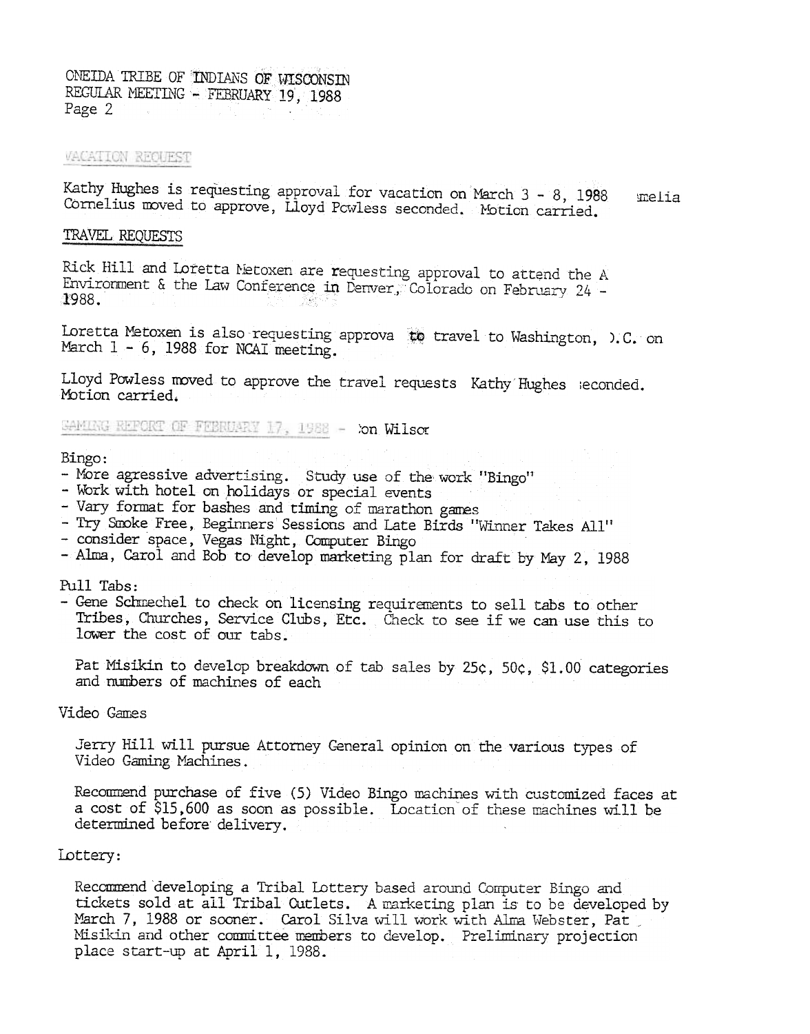ONEIDA TRIBE OF INDIANS OF WISCONSIN
REGULAR MEETING - FEBRUARY 19, 1988
Page 2

VACATION REQUEST

Kathy Hughes is requesting approval for vacation on March 3 - 8, 1988 melia Cornelius moved to approve, Lloyd Powless seconded. Motion carried.

TRAVEL REQUESTS

Rick Hill and Loretta Metoxen are requesting approval to attend the A Environment & the Law Conference in Denver, Colorado on February 24 - 1988.

Loretta Metoxen is also requesting approva to travel to Washington, ).C. on March 1 - 6, 1988 for NCAI meeting.

Lloyd Powless moved to approve the travel requests Kathy Hughes seconded. Motion carried.

GAMING REPORT OF FEBRUARY 17, 1988 - on Wilsor

Bingo:

- More agressive advertising. Study use of the work "Bingo"
- Work with hotel on holidays or special events
- Vary format for bashes and timing of marathon games
- Try Smoke Free, Beginners Sessions and Late Birds "Winner Takes All"
- consider space, Vegas Night, Computer Bingo
- Alma, Carol and Bob to develop marketing plan for draft by May 2, 1988

Pull Tabs:

- Gene Schmechel to check on licensing requirements to sell tabs to other Tribes, Churches, Service Clubs, Etc. Check to see if we can use this to lower the cost of our tabs.

  Pat Misikin to develop breakdown of tab sales by 25¢, 50¢, $1.00 categories and numbers of machines of each

Video Games

Jerry Hill will pursue Attorney General opinion on the various types of Video Gaming Machines.

Recommend purchase of five (5) Video Bingo machines with customized faces at a cost of $15,600 as soon as possible. Location of these machines will be determined before delivery.

Lottery:

Recommend developing a Tribal Lottery based around Computer Bingo and tickets sold at all Tribal Outlets. A marketing plan is to be developed by March 7, 1988 or sooner. Carol Silva will work with Alma Webster, Pat Misikin and other committee members to develop. Preliminary projection place start-up at April 1, 1988.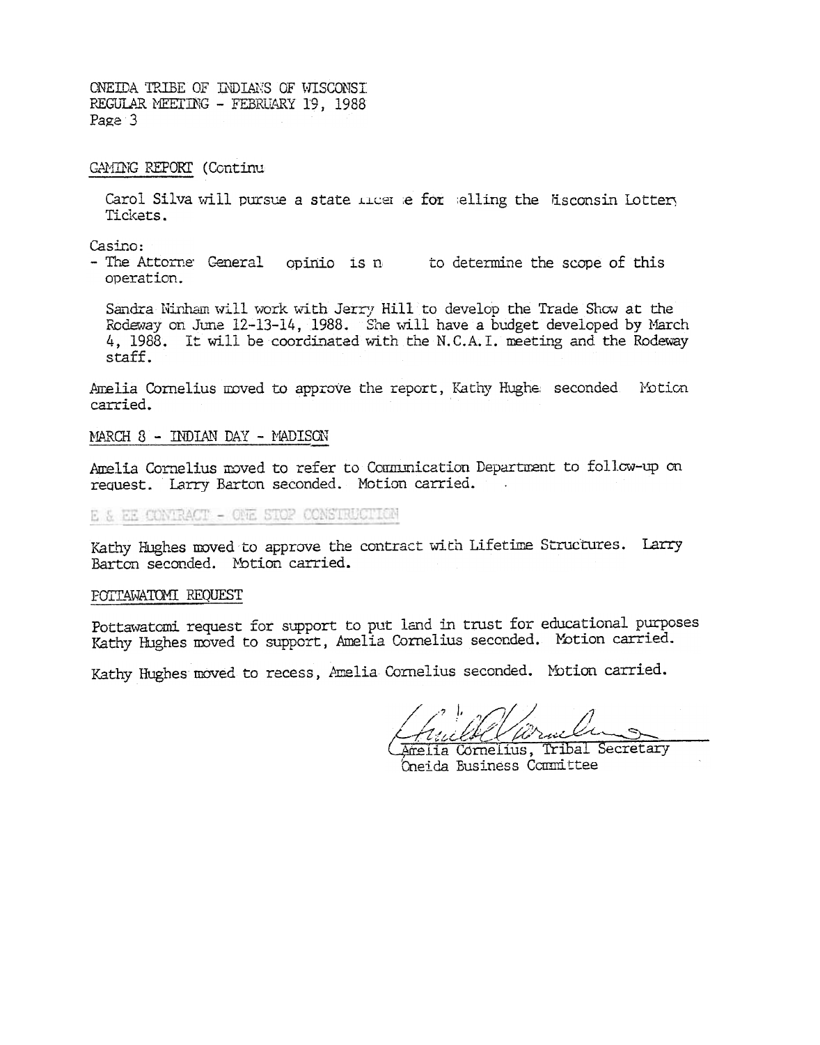GAMING REPORT (Continu

Carol Silva will pursue a state licen e for elling the Wisconsin Lottery Tickets.

Casino:

- The Attorne General opinio is n to determine the scope of this operation.

Sandra Ninham will work with Jerry Hill to develop the Trade Show at the Rodeway on June 12-13-14, 1988. She will have a budget developed by March 4, 1988. It will be coordinated with the N.C.A.I. meeting and the Rodeway staff.

Amelia Cornelius moved to approve the report, Kathy Hughe seconded Motion carried.

MARCH 8 - INDIAN DAY - MADISON

Amelia Cornelius moved to refer to Communication Department to follow-up on request. Larry Barton seconded. Motion carried.

E & EE CONTRACT - ONE STOP CONSTRUCTION

Kathy Hughes moved to approve the contract with Lifetime Structures. Larry Barton seconded. Motion carried.

POTTAWATOMI REQUEST

Pottawatomi request for support to put land in trust for educational purposes Kathy Hughes moved to support, Amelia Cornelius seconded. Motion carried.

Kathy Hughes moved to recess, Amelia Cornelius seconded. Motion carried.

Amelia Cornelius, Tribal Secretary
Oneida Business Committee